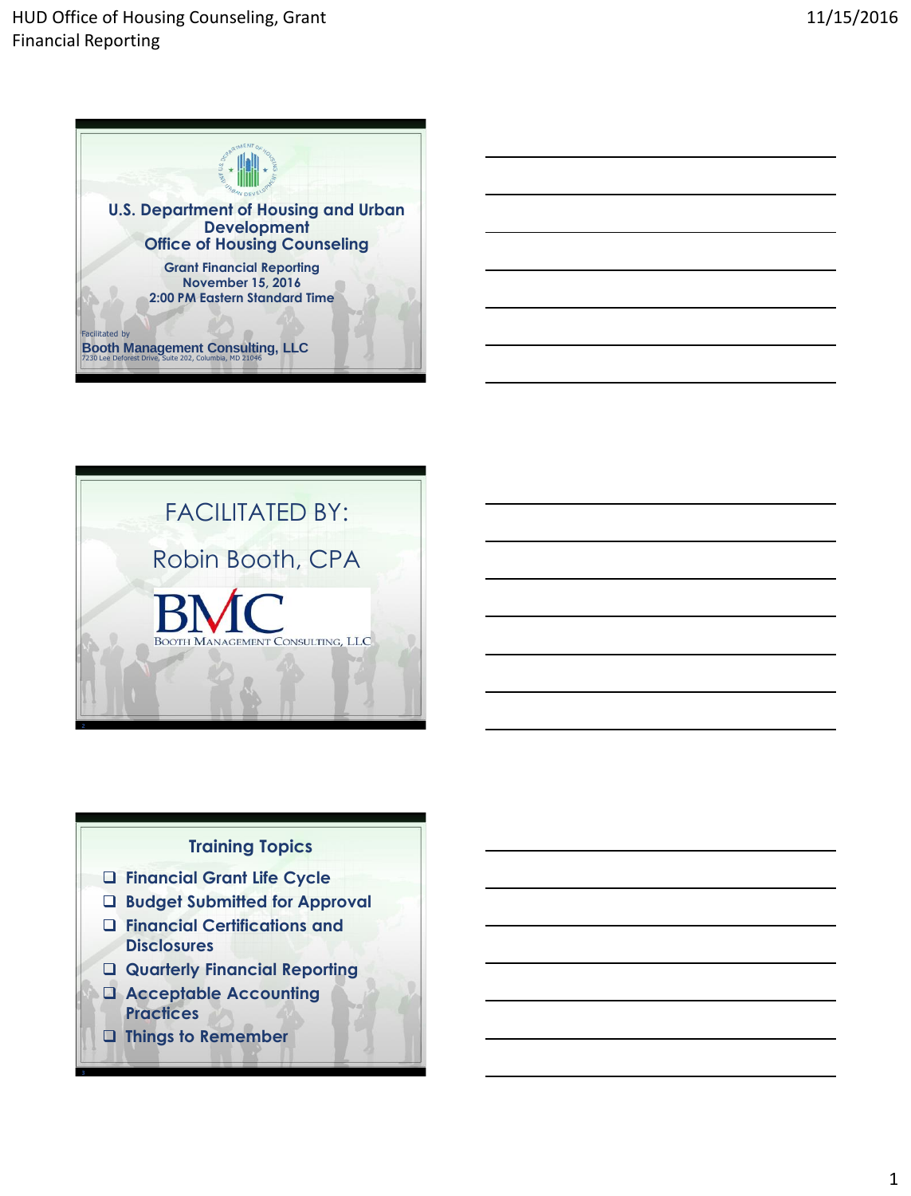# U.S. Department of Housing and Urban Development
## Office of Housing Counseling

Grant Financial Reporting
November 15, 2016
2:00 PM Eastern Standard Time

Facilitated by
**Booth Management Consulting, LLC**
7230 Lee Deforest Drive, Suite 202, Columbia, MD 21046

---

## FACILITATED BY:

Robin Booth, CPA

BMC
BOOTH MANAGEMENT CONSULTING, LLC

---

## Training Topics

- Financial Grant Life Cycle
- Budget Submitted for Approval
- Financial Certifications and Disclosures
- Quarterly Financial Reporting
- Acceptable Accounting Practices
- Things to Remember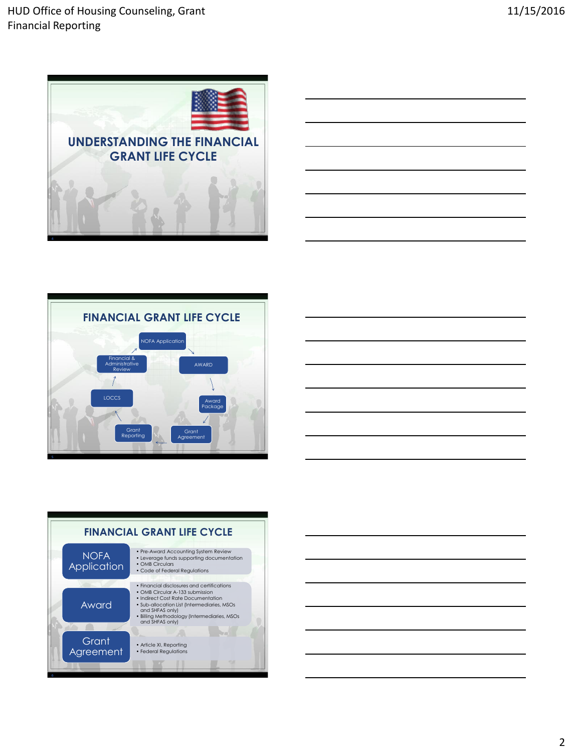# UNDERSTANDING THE FINANCIAL GRANT LIFE CYCLE

## FINANCIAL GRANT LIFE CYCLE

- NOFA Application
- AWARD
- Award Package
- Grant Agreement
- Grant Reporting
- LOCCS
- Financial & Administrative Review

## FINANCIAL GRANT LIFE CYCLE

**NOFA Application**
- Pre-Award Accounting System Review
- Leverage funds supporting documentation
- OMB Circulars
- Code of Federal Regulations

**Award**
- Financial disclosures and certifications
- OMB Circular A-133 submission
- Indirect Cost Rate Documentation
- Sub-allocation List (Intermediaries, MSOs and SHFAS only)
- Billing Methodology (Intermediaries, MSOs and SHFAS only)

**Grant Agreement**
- Article XI, Reporting
- Federal Regulations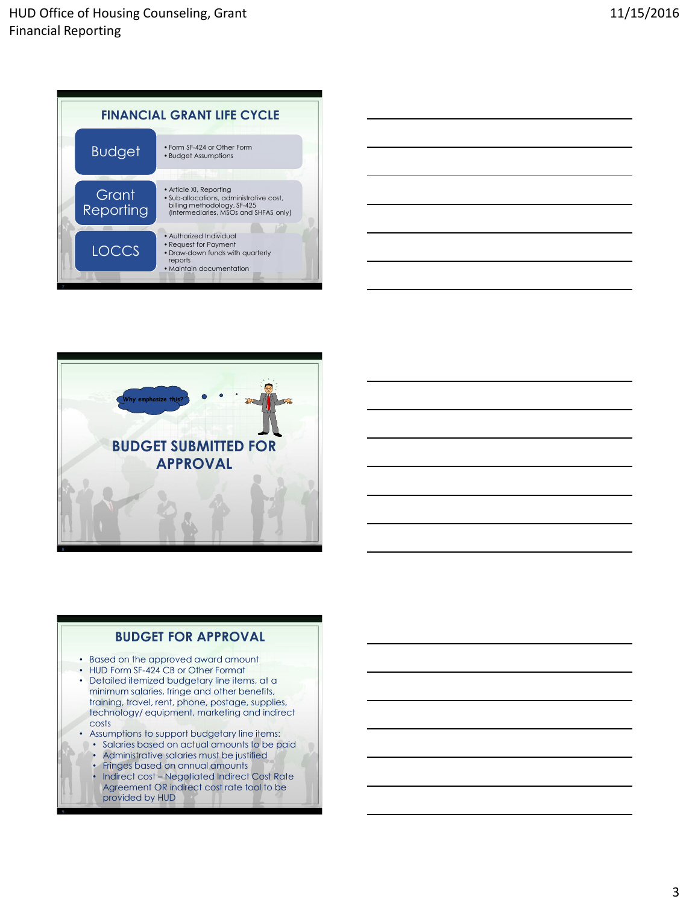## FINANCIAL GRANT LIFE CYCLE

**Budget**
- Form SF-424 or Other Form
- Budget Assumptions

**Grant Reporting**
- Article XI, Reporting
- Sub-allocations, administrative cost, billing methodology, SF-425 (Intermediaries, MSOs and SHFAS only)

**LOCCS**
- Authorized Individual
- Request for Payment
- Draw-down funds with quarterly reports
- Maintain documentation

Why emphasize this?

## BUDGET SUBMITTED FOR APPROVAL

## BUDGET FOR APPROVAL

- Based on the approved award amount
- HUD Form SF-424 CB or Other Format
- Detailed itemized budgetary line items, at a minimum salaries, fringe and other benefits, training, travel, rent, phone, postage, supplies, technology/ equipment, marketing and indirect costs
- Assumptions to support budgetary line items:
  - Salaries based on actual amounts to be paid
  - Administrative salaries must be justified
  - Fringes based on annual amounts
  - Indirect cost – Negotiated Indirect Cost Rate Agreement OR indirect cost rate tool to be provided by HUD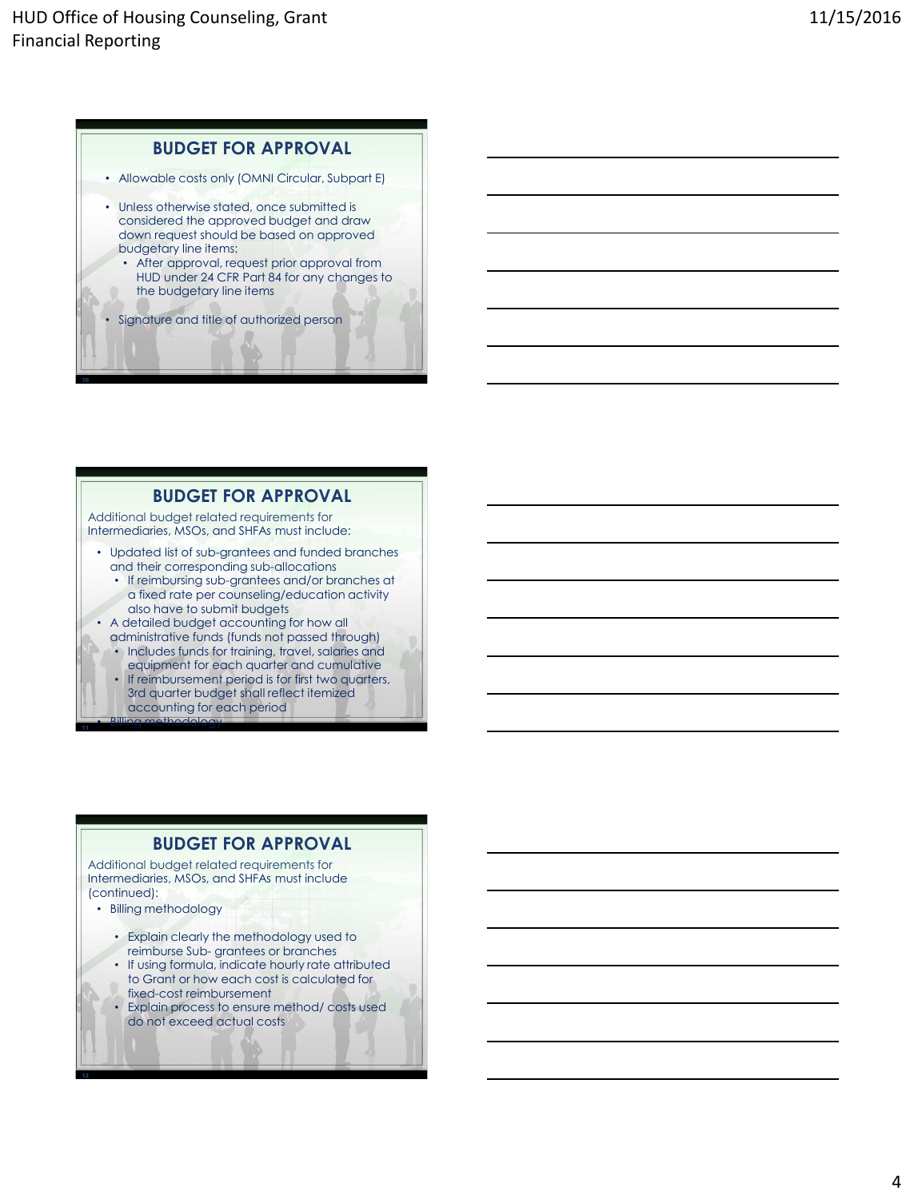## BUDGET FOR APPROVAL

- Allowable costs only (OMNI Circular, Subpart E)
- Unless otherwise stated, once submitted is considered the approved budget and draw down request should be based on approved budgetary line items:
  - After approval, request prior approval from HUD under 24 CFR Part 84 for any changes to the budgetary line items
- Signature and title of authorized person

## BUDGET FOR APPROVAL

Additional budget related requirements for Intermediaries, MSOs, and SHFAs must include:

- Updated list of sub-grantees and funded branches and their corresponding sub-allocations
  - If reimbursing sub-grantees and/or branches at a fixed rate per counseling/education activity also have to submit budgets
- A detailed budget accounting for how all administrative funds (funds not passed through)
  - Includes funds for training, travel, salaries and equipment for each quarter and cumulative
  - If reimbursement period is for first two quarters, 3rd quarter budget shall reflect itemized accounting for each period
- Billing methodology

## BUDGET FOR APPROVAL

Additional budget related requirements for Intermediaries, MSOs, and SHFAs must include (continued):

- Billing methodology
  - Explain clearly the methodology used to reimburse Sub- grantees or branches
  - If using formula, indicate hourly rate attributed to Grant or how each cost is calculated for fixed-cost reimbursement
  - Explain process to ensure method/ costs used do not exceed actual costs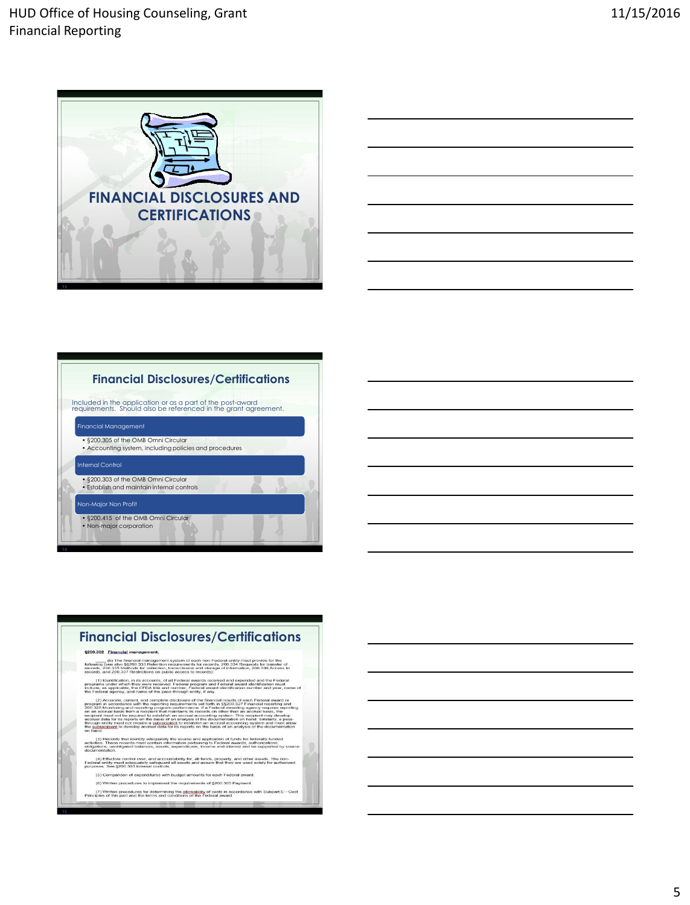## FINANCIAL DISCLOSURES AND CERTIFICATIONS

## Financial Disclosures/Certifications

Included in the application or as a part of the post-award requirements. Should also be referenced in the grant agreement.

**Financial Management**

- §200.305 of the OMB Omni Circular
- Accounting system, including policies and procedures

**Internal Control**

- §200.303 of the OMB Omni Circular
- Establish and maintain internal controls

**Non-Major Non Profit**

- §200.415 of the OMB Omni Circular
- Non-major corporation

## Financial Disclosures/Certifications

**§200.302 Financial management.**

____ (b) The financial management system of each non-Federal entity must provide for the following (see also §§200.333 Retention requirements for records, 200.334 Requests for transfer of records, 200.335 Methods for collection, transmission and storage of information, 200.336 Access to records, and 200.337 Restrictions on public access to records):

(1) Identification, in its accounts, of all Federal awards received and expended and the Federal programs under which they were received. Federal program and Federal award identification must include, as applicable, the CFDA title and number, Federal award identification number and year, name of the Federal agency, and name of the pass-through entity, if any.

(2) Accurate, current, and complete disclosure of the financial results of each Federal award or program in accordance with the reporting requirements set forth in §§200.327 Financial reporting and 200.328 Monitoring and reporting program performance. If a Federal awarding agency requires reporting on an accrual basis from a recipient that maintains its records on other than an accrual basis, the recipient must not be required to establish an accrual accounting system. This recipient may develop accrual data for its reports on the basis of an analysis of the documentation on hand. Similarly, a pass-through entity must not require a subrecipient to establish an accrual accounting system and must allow the subrecipient to develop accrual data for its reports on the basis of an analysis of the documentation on hand.

(3) Records that identify adequately the source and application of funds for federally-funded activities. These records must contain information pertaining to Federal awards, authorizations, obligations, unobligated balances, assets, expenditures, income and interest and be supported by source documentation.

(4) Effective control over, and accountability for, all funds, property, and other assets. The non-Federal entity must adequately safeguard all assets and assure that they are used solely for authorized purposes. See §200.303 Internal controls.

(5) Comparison of expenditures with budget amounts for each Federal award.

(6) Written procedures to implement the requirements of §200.305 Payment.

(7) Written procedures for determining the allowability of costs in accordance with Subpart E—Cost Principles of this part and the terms and conditions of the Federal award.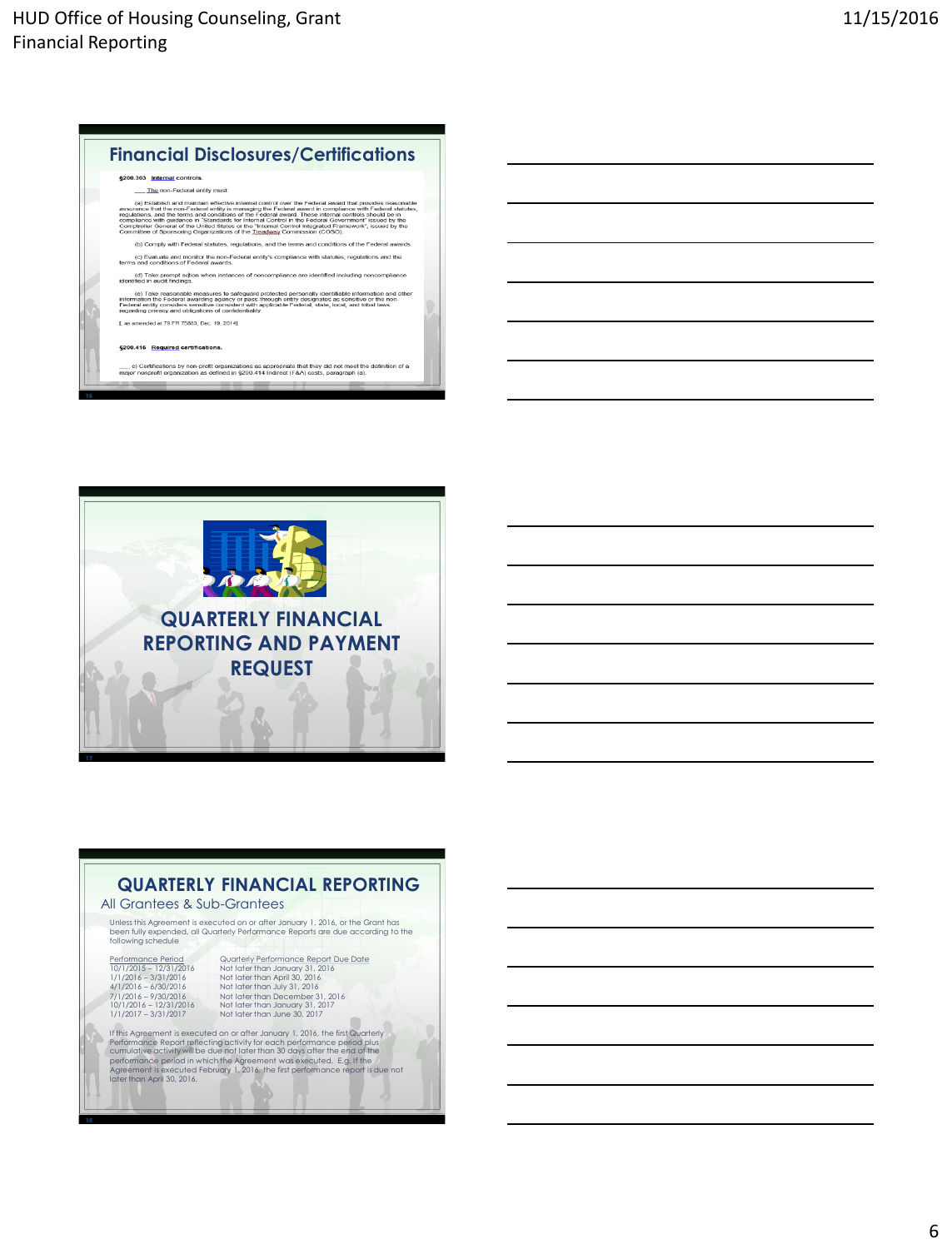## Financial Disclosures/Certifications

§200.303 Internal controls.

___ The non-Federal entity must:

(a) Establish and maintain effective internal control over the Federal award that provides reasonable assurance that the non-Federal entity is managing the Federal award in compliance with Federal statutes, regulations, and the terms and conditions of the Federal award. These internal controls should be in compliance with guidance in "Standards for Internal Control in the Federal Government" issued by the Comptroller General of the United States or the "Internal Control Integrated Framework", issued by the Committee of Sponsoring Organizations of the Treadway Commission (COSO).

(b) Comply with Federal statutes, regulations, and the terms and conditions of the Federal awards.

(c) Evaluate and monitor the non-Federal entity's compliance with statutes, regulations and the terms and conditions of Federal awards.

(d) Take prompt action when instances of noncompliance are identified including noncompliance identified in audit findings.

(e) Take reasonable measures to safeguard protected personally identifiable information and other information the Federal awarding agency or pass-through entity designates as sensitive or the non-Federal entity considers sensitive consistent with applicable Federal, state, local, and tribal laws regarding privacy and obligations of confidentiality.

[ as amended at 79 FR 75883, Dec. 19, 2014]

§200.415 Required certifications.

___ e) Certifications by non-profit organizations as appropriate that they did not meet the definition of a major nonprofit organization as defined in §200.414 Indirect (F&A) costs, paragraph (a).

## QUARTERLY FINANCIAL REPORTING AND PAYMENT REQUEST

## QUARTERLY FINANCIAL REPORTING

All Grantees & Sub-Grantees

Unless this Agreement is executed on or after January 1, 2016, or the Grant has been fully expended, all Quarterly Performance Reports are due according to the following schedule

| Performance Period | Quarterly Performance Report Due Date |
|---|---|
| 10/1/2015 – 12/31/2016 | Not later than January 31, 2016 |
| 1/1/2016 – 3/31/2016 | Not later than April 30, 2016 |
| 4/1/2016 – 6/30/2016 | Not later than July 31, 2016 |
| 7/1/2016 – 9/30/2016 | Not later than December 31, 2016 |
| 10/1/2016 – 12/31/2016 | Not later than January 31, 2017 |
| 1/1/2017 – 3/31/2017 | Not later than June 30, 2017 |

If this Agreement is executed on or after January 1, 2016, the first Quarterly Performance Report reflecting activity for each performance period plus cumulative activity will be due not later than 30 days after the end of the performance period in which the Agreement was executed. E.g. If the Agreement is executed February 1, 2016, the first performance report is due not later than April 30, 2016.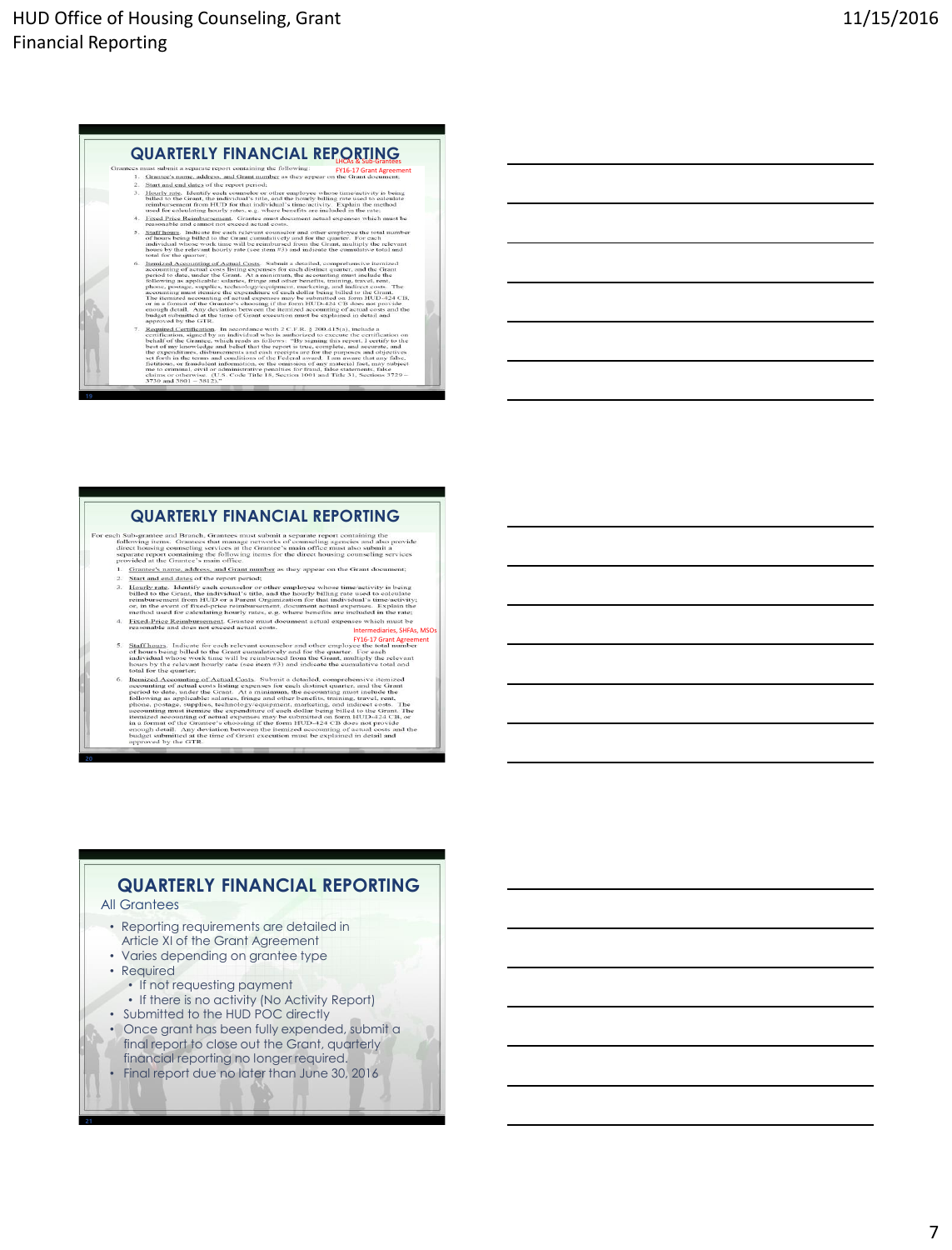## QUARTERLY FINANCIAL REPORTING

LHCAs & Sub-Grantees
FY16-17 Grant Agreement

Grantees must submit a separate report containing the following:

1. Grantee's name, address, and Grant number as they appear on the Grant document;
2. Start and end dates of the report period;
3. Hourly rate. Identify each counselor or other employee whose time/activity is being billed to the Grant, the individual's title, and the hourly billing rate used to calculate reimbursement from HUD for that individual's time/activity. Explain the method used for calculating hourly rates, e.g. where benefits are included in the rate;
4. Fixed Price Reimbursement. Grantee must document actual expenses which must be reasonable and cannot not exceed actual costs.
5. Staff hours. Indicate for each relevant counselor and other employee the total number of hours being billed to the Grant cumulatively and for the quarter. For each individual whose work time will be reimbursed from the Grant, multiply the relevant hours by the relevant hourly rate (see item #3) and indicate the cumulative total and total for the quarter;
6. Itemized Accounting of Actual Costs. Submit a detailed, comprehensive itemized accounting of actual costs listing expenses for each distinct quarter, and the Grant period to date, under the Grant. At a minimum, the accounting must include the following as applicable: salaries, fringe and other benefits, training, travel, rent, phone, postage, supplies, technology/equipment, marketing, and indirect costs. The accounting must itemize the expenditure of each dollar being billed to the Grant. The itemized accounting of actual expenses may be submitted on form HUD-424 CB, or in a format of the Grantee's choosing if the form HUD-424 CB does not provide enough detail. Any deviation between the itemized accounting of actual costs and the budget submitted at the time of Grant execution must be explained in detail and approved by the GTR.
7. Required Certification. In accordance with 2 C.F.R. § 200.415(a), include a certification, signed by an individual who is authorized to execute the certification on behalf of the Grantee, which reads as follows: "By signing this report, I certify to the best of my knowledge and belief that the report is true, complete, and accurate, and the expenditures, disbursements and cash receipts are for the purposes and objectives set forth in the terms and conditions of the Federal award. I am aware that any false, fictitious, or fraudulent information, or the omission of any material fact, may subject me to criminal, civil or administrative penalties for fraud, false statements, false claims or otherwise. (U.S. Code Title 18, Section 1001 and Title 31, Sections 3729 – 3730 and 3801 – 3812)."

## QUARTERLY FINANCIAL REPORTING

Intermediaries, SHFAs, MSOs
FY16-17 Grant Agreement

For each Sub-grantee and Branch, Grantees must submit a separate report containing the following items. Grantees that manage networks of counseling agencies and also provide direct housing counseling services at the Grantee's main office must also submit a separate report containing the following items for the direct housing counseling services provided at the Grantee's main office.

1. Grantee's name, address, and Grant number as they appear on the Grant document;
2. Start and end dates of the report period;
3. Hourly rate. Identify each counselor or other employee whose time/activity is being billed to the Grant, and the hourly billing rate used to calculate reimbursement from HUD or a Parent Organization for that individual's time/activity; or, in the event of fixed-price reimbursement, document actual expenses. Explain the method used for calculating hourly rates, e.g. where benefits are included in the rate;
4. Fixed-Price Reimbursement. Grantee must document actual expenses which must be reasonable and does not exceed actual costs.
5. Staff hours. Indicate for each relevant counselor and other employee the total number of hours being billed to the Grant cumulatively and for the quarter. For each individual whose work time will be reimbursed from the Grant, multiply the relevant hours by the relevant hourly rate (see item #3) and indicate the cumulative total and total for the quarter;
6. Itemized Accounting of Actual Costs. Submit a detailed, comprehensive itemized accounting of actual costs listing expenses for each distinct quarter, and the Grant period to date, under the Grant. At a minimum, the accounting must include the following as applicable: salaries, fringe and other benefits, training, travel, rent, phone, postage, supplies, technology/equipment, marketing, and indirect costs. The accounting must itemize the expenditure of each dollar being billed to the Grant. The itemized accounting of actual expenses may be submitted on form HUD-424 CB, or in a format of the Grantee's choosing if the form HUD-424 CB does not provide enough detail. Any deviation between the itemized accounting of actual costs and the budget submitted at the time of Grant execution must be explained in detail and approved by the GTR.

## QUARTERLY FINANCIAL REPORTING

All Grantees

- Reporting requirements are detailed in Article XI of the Grant Agreement
- Varies depending on grantee type
- Required
  - If not requesting payment
  - If there is no activity (No Activity Report)
- Submitted to the HUD POC directly
- Once grant has been fully expended, submit a final report to close out the Grant, quarterly financial reporting no longer required.
- Final report due no later than June 30, 2016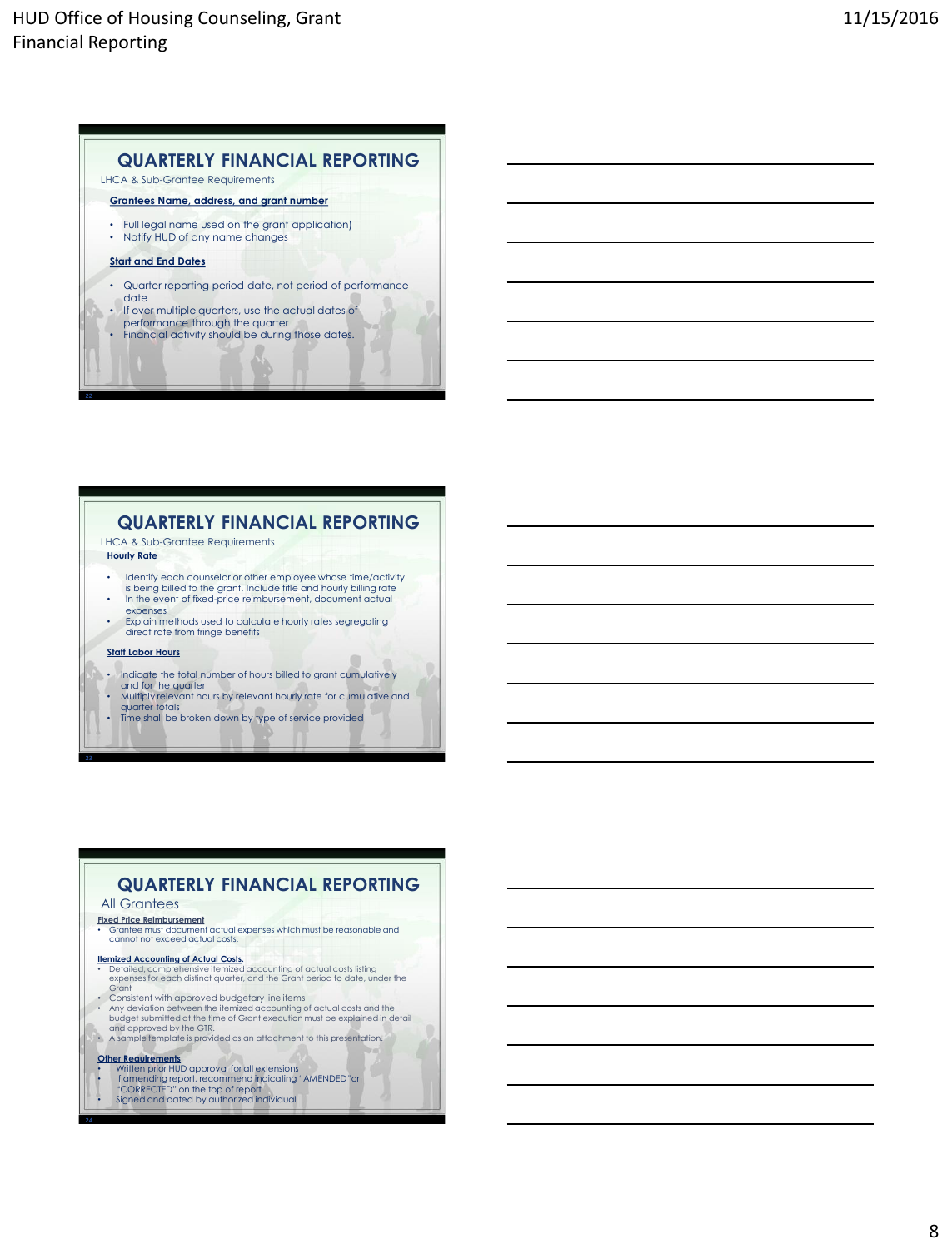## QUARTERLY FINANCIAL REPORTING

LHCA & Sub-Grantee Requirements

**Grantees Name, address, and grant number**

- Full legal name used on the grant application)
- Notify HUD of any name changes

**Start and End Dates**

- Quarter reporting period date, not period of performance date
- If over multiple quarters, use the actual dates of performance through the quarter
- Financial activity should be during those dates.

## QUARTERLY FINANCIAL REPORTING

LHCA & Sub-Grantee Requirements

**Hourly Rate**

- Identify each counselor or other employee whose time/activity is being billed to the grant. Include title and hourly billing rate
- In the event of fixed-price reimbursement, document actual expenses
- Explain methods used to calculate hourly rates segregating direct rate from fringe benefits

**Staff Labor Hours**

- Indicate the total number of hours billed to grant cumulatively and for the quarter
- Multiply relevant hours by relevant hourly rate for cumulative and quarter totals
- Time shall be broken down by type of service provided

## QUARTERLY FINANCIAL REPORTING

All Grantees

**Fixed Price Reimbursement**

- Grantee must document actual expenses which must be reasonable and cannot not exceed actual costs.

**Itemized Accounting of Actual Costs.**

- Detailed, comprehensive itemized accounting of actual costs listing expenses for each distinct quarter, and the Grant period to date, under the Grant
- Consistent with approved budgetary line items
- Any deviation between the itemized accounting of actual costs and the budget submitted at the time of Grant execution must be explained in detail and approved by the GTR.
- A sample template is provided as an attachment to this presentation.

**Other Requirements**

- Written prior HUD approval for all extensions
- If amending report, recommend indicating "AMENDED" or "CORRECTED" on the top of report
- Signed and dated by authorized individual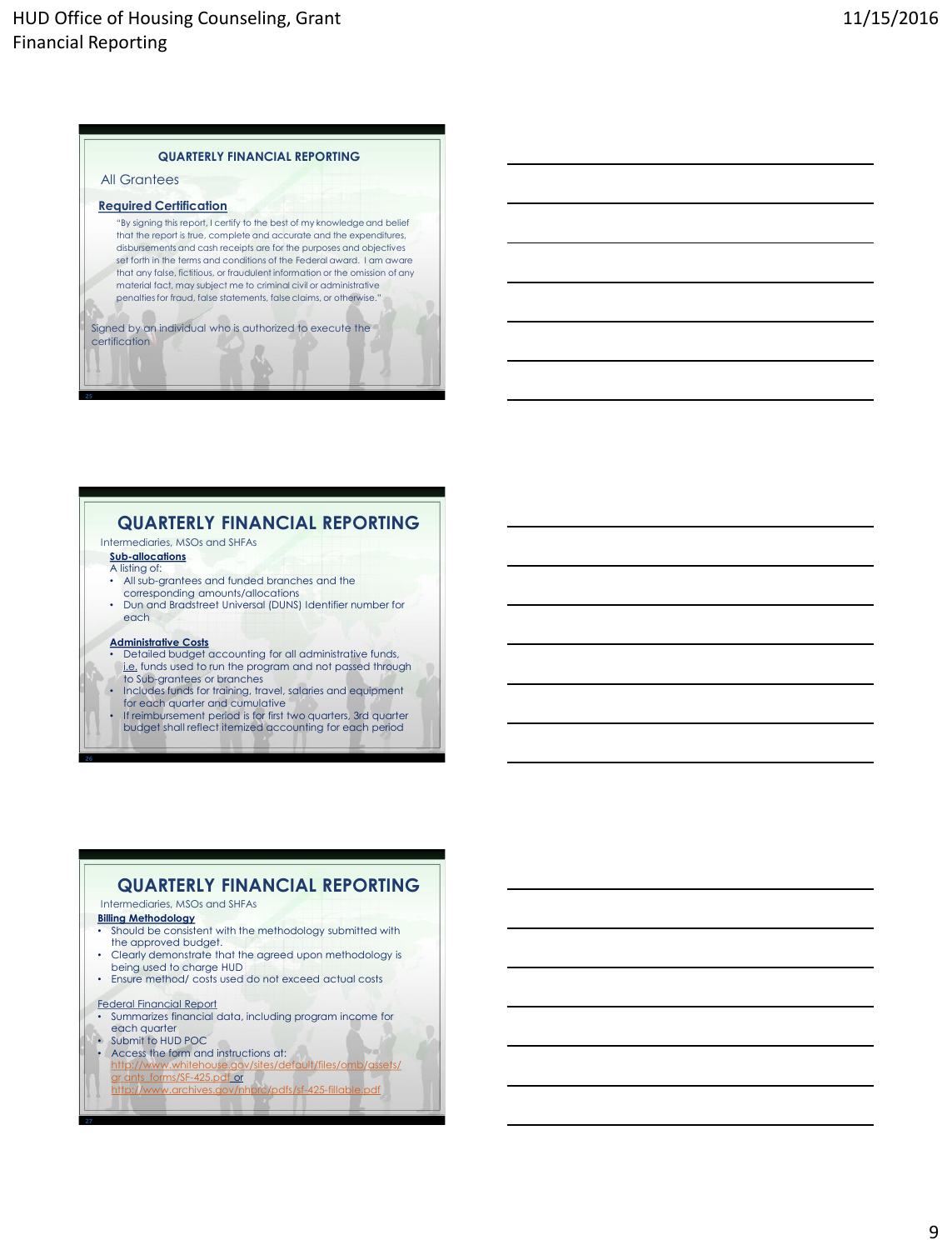## QUARTERLY FINANCIAL REPORTING

All Grantees

**Required Certification**

"By signing this report, I certify to the best of my knowledge and belief that the report is true, complete and accurate and the expenditures, disbursements and cash receipts are for the purposes and objectives set forth in the terms and conditions of the Federal award. I am aware that any false, fictitious, or fraudulent information or the omission of any material fact, may subject me to criminal civil or administrative penalties for fraud, false statements, false claims, or otherwise."

Signed by an individual who is authorized to execute the certification

## QUARTERLY FINANCIAL REPORTING

Intermediaries, MSOs and SHFAs

**Sub-allocations**

A listing of:

- All sub-grantees and funded branches and the corresponding amounts/allocations
- Dun and Bradstreet Universal (DUNS) Identifier number for each

**Administrative Costs**

- Detailed budget accounting for all administrative funds, i.e. funds used to run the program and not passed through to Sub-grantees or branches
- Includes funds for training, travel, salaries and equipment for each quarter and cumulative
- If reimbursement period is for first two quarters, 3rd quarter budget shall reflect itemized accounting for each period

## QUARTERLY FINANCIAL REPORTING

Intermediaries, MSOs and SHFAs

**Billing Methodology**

- Should be consistent with the methodology submitted with the approved budget.
- Clearly demonstrate that the agreed upon methodology is being used to charge HUD
- Ensure method/ costs used do not exceed actual costs

Federal Financial Report

- Summarizes financial data, including program income for each quarter
- Submit to HUD POC
- Access the form and instructions at: http://www.whitehouse.gov/sites/default/files/omb/assets/grants_forms/SF-425.pdf or http://www.archives.gov/nhprc/pdfs/sf-425-fillable.pdf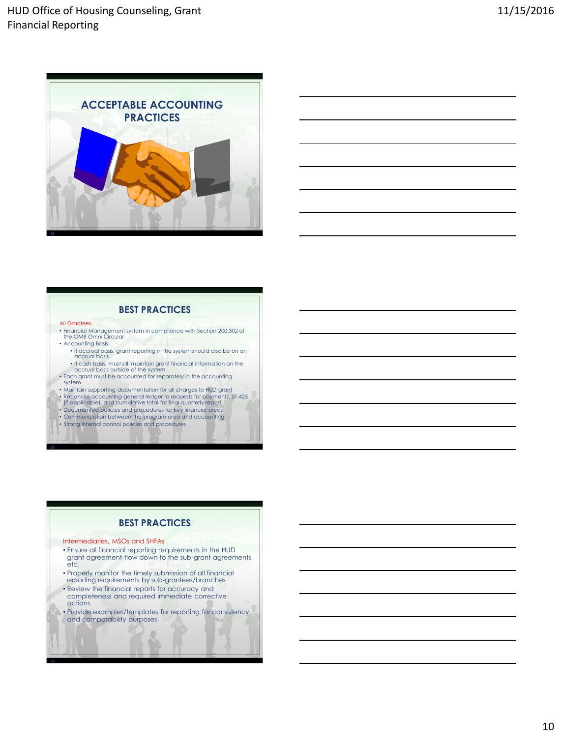## ACCEPTABLE ACCOUNTING PRACTICES

## BEST PRACTICES

All Grantees

- Financial Management system in compliance with Section 200.302 of the OMB Omni Circular
- Accounting Basis
  - If accrual basis, grant reporting in the system should also be on an accrual basis.
  - If cash basis, must still maintain grant financial information on the accrual basis outside of the system
- Each grant must be accounted for separately in the accounting system
- Maintain supporting documentation for all charges to HUD grant
- Reconcile accounting general ledger to requests for payments, SF-425 (if applicable), and cumulative total for final quarterly report.
- Documented policies and procedures for key financial areas
- Communication between the program area and accounting
- Strong internal control policies and procedures

## BEST PRACTICES

Intermediaries, MSOs and SHFAs

- Ensure all financial reporting requirements in the HUD grant agreement flow down to the sub-grant agreements, etc.
- Properly monitor the timely submission of all financial reporting requirements by sub-grantees/branches
- Review the financial reports for accuracy and completeness and required immediate corrective actions.
- Provide examples/templates for reporting for consistency and comparability purposes.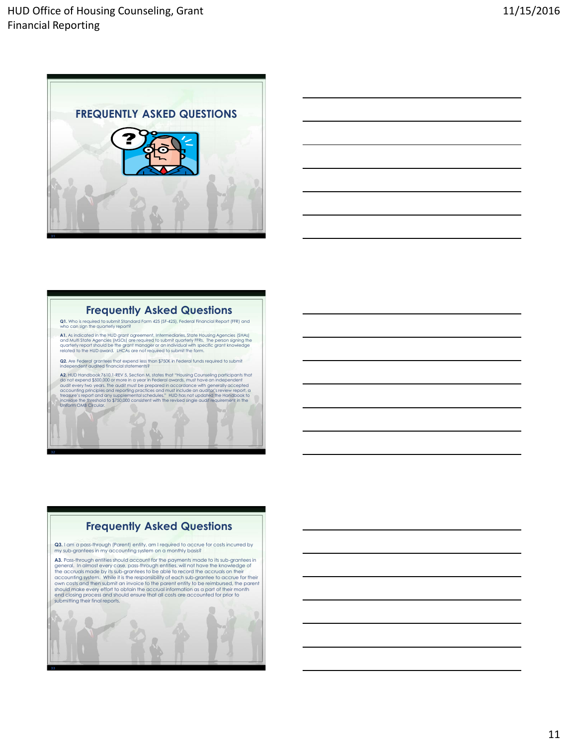# FREQUENTLY ASKED QUESTIONS

## Frequently Asked Questions

**Q1.** Who is required to submit Standard Form 425 (SF-425), Federal Financial Report (FFR) and who can sign the quarterly report?

**A1.** As indicated in the HUD grant agreement, Intermediaries, State Housing Agencies (SHAs) and Multi State Agencies (MSOs) are required to submit quarterly FFRs. The person signing the quarterly report should be the grant manager or an individual with specific grant knowledge related to the HUD award. LHCAs are not required to submit the form.

**Q2.** Are Federal grantees that expend less than $750K in Federal funds required to submit independent audited financial statements?

**A2.** HUD Handbook 7610.1-REV 5, Section M, states that "Housing Counseling participants that do not expend $500,000 or more in a year in Federal awards, must have an independent audit every two years. The audit must be prepared in accordance with generally accepted accounting principles and reporting practices and must include an auditor's review report, a treasure's report and any supplemental schedules." HUD has not updated the Handbook to increase the threshold to $750,000 consistent with the revised single audit requirement in the Uniform OMB Circular.

## Frequently Asked Questions

**Q3.** I am a pass-through (Parent) entity, am I required to accrue for costs incurred by my sub-grantees in my accounting system on a monthly basis?

**A3.** Pass-through entities should account for the payments made to its sub-grantees in general. In almost every case, pass-through entities, will not have the knowledge of the accruals made by its sub-grantees to be able to record the accruals on their accounting system. While it is the responsibility of each sub-grantee to accrue for their own costs and then submit an invoice to the parent entity to be reimbursed, the parent should make every effort to obtain the accrual information as a part of their month end closing process and should ensure that all costs are accounted for prior to submitting their final reports.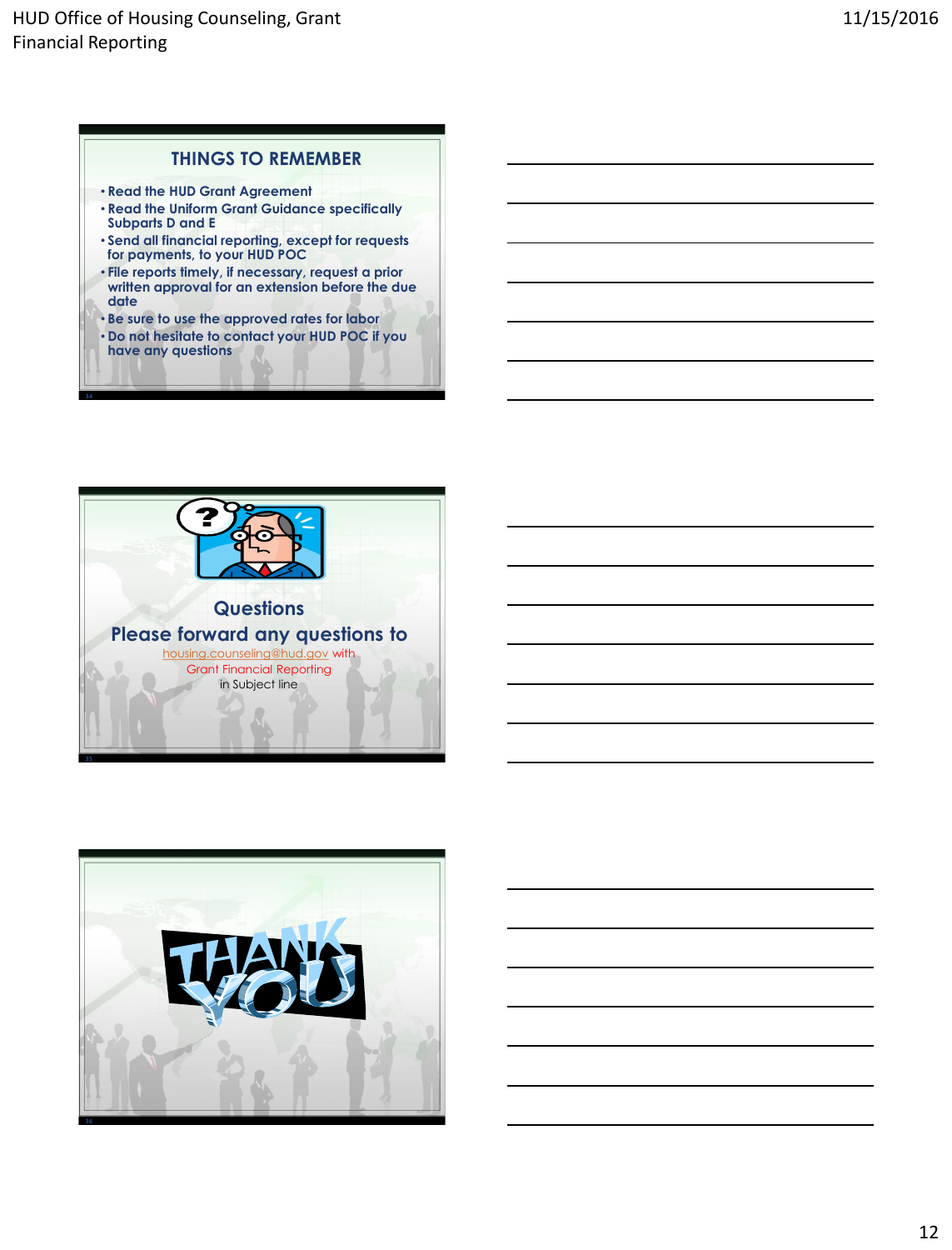## THINGS TO REMEMBER

- Read the HUD Grant Agreement
- Read the Uniform Grant Guidance specifically Subparts D and E
- Send all financial reporting, except for requests for payments, to your HUD POC
- File reports timely, if necessary, request a prior written approval for an extension before the due date
- Be sure to use the approved rates for labor
- Do not hesitate to contact your HUD POC if you have any questions

## Questions

### Please forward any questions to

housing.counseling@hud.gov with Grant Financial Reporting in Subject line

THANK YOU